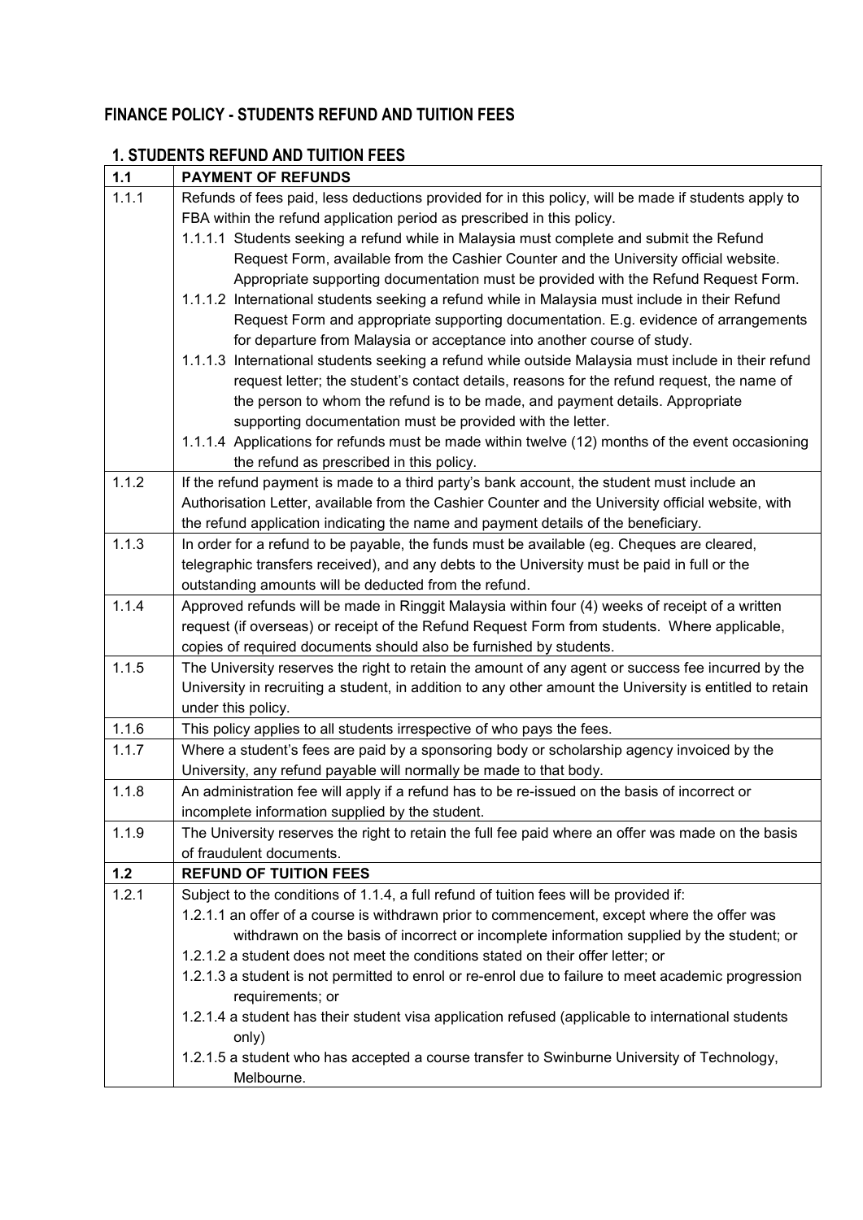# FINANCE POLICY - STUDENTS REFUND AND TUITION FEES

## 1. STUDENTS REFUND AND TUITION FEES

| 1.1 | PAYMENT OF REFUNDS |
|---|---|
| 1.1.1 | Refunds of fees paid, less deductions provided for in this policy, will be made if students apply to FBA within the refund application period as prescribed in this policy.<br>1.1.1.1 Students seeking a refund while in Malaysia must complete and submit the Refund Request Form, available from the Cashier Counter and the University official website. Appropriate supporting documentation must be provided with the Refund Request Form.<br>1.1.1.2 International students seeking a refund while in Malaysia must include in their Refund Request Form and appropriate supporting documentation. E.g. evidence of arrangements for departure from Malaysia or acceptance into another course of study.<br>1.1.1.3 International students seeking a refund while outside Malaysia must include in their refund request letter; the student's contact details, reasons for the refund request, the name of the person to whom the refund is to be made, and payment details. Appropriate supporting documentation must be provided with the letter.<br>1.1.1.4 Applications for refunds must be made within twelve (12) months of the event occasioning the refund as prescribed in this policy. |
| 1.1.2 | If the refund payment is made to a third party's bank account, the student must include an Authorisation Letter, available from the Cashier Counter and the University official website, with the refund application indicating the name and payment details of the beneficiary. |
| 1.1.3 | In order for a refund to be payable, the funds must be available (eg. Cheques are cleared, telegraphic transfers received), and any debts to the University must be paid in full or the outstanding amounts will be deducted from the refund. |
| 1.1.4 | Approved refunds will be made in Ringgit Malaysia within four (4) weeks of receipt of a written request (if overseas) or receipt of the Refund Request Form from students. Where applicable, copies of required documents should also be furnished by students. |
| 1.1.5 | The University reserves the right to retain the amount of any agent or success fee incurred by the University in recruiting a student, in addition to any other amount the University is entitled to retain under this policy. |
| 1.1.6 | This policy applies to all students irrespective of who pays the fees. |
| 1.1.7 | Where a student's fees are paid by a sponsoring body or scholarship agency invoiced by the University, any refund payable will normally be made to that body. |
| 1.1.8 | An administration fee will apply if a refund has to be re-issued on the basis of incorrect or incomplete information supplied by the student. |
| 1.1.9 | The University reserves the right to retain the full fee paid where an offer was made on the basis of fraudulent documents. |
| **1.2** | **REFUND OF TUITION FEES** |
| 1.2.1 | Subject to the conditions of 1.1.4, a full refund of tuition fees will be provided if:<br>1.2.1.1 an offer of a course is withdrawn prior to commencement, except where the offer was withdrawn on the basis of incorrect or incomplete information supplied by the student; or<br>1.2.1.2 a student does not meet the conditions stated on their offer letter; or<br>1.2.1.3 a student is not permitted to enrol or re-enrol due to failure to meet academic progression requirements; or<br>1.2.1.4 a student has their student visa application refused (applicable to international students only)<br>1.2.1.5 a student who has accepted a course transfer to Swinburne University of Technology, Melbourne. |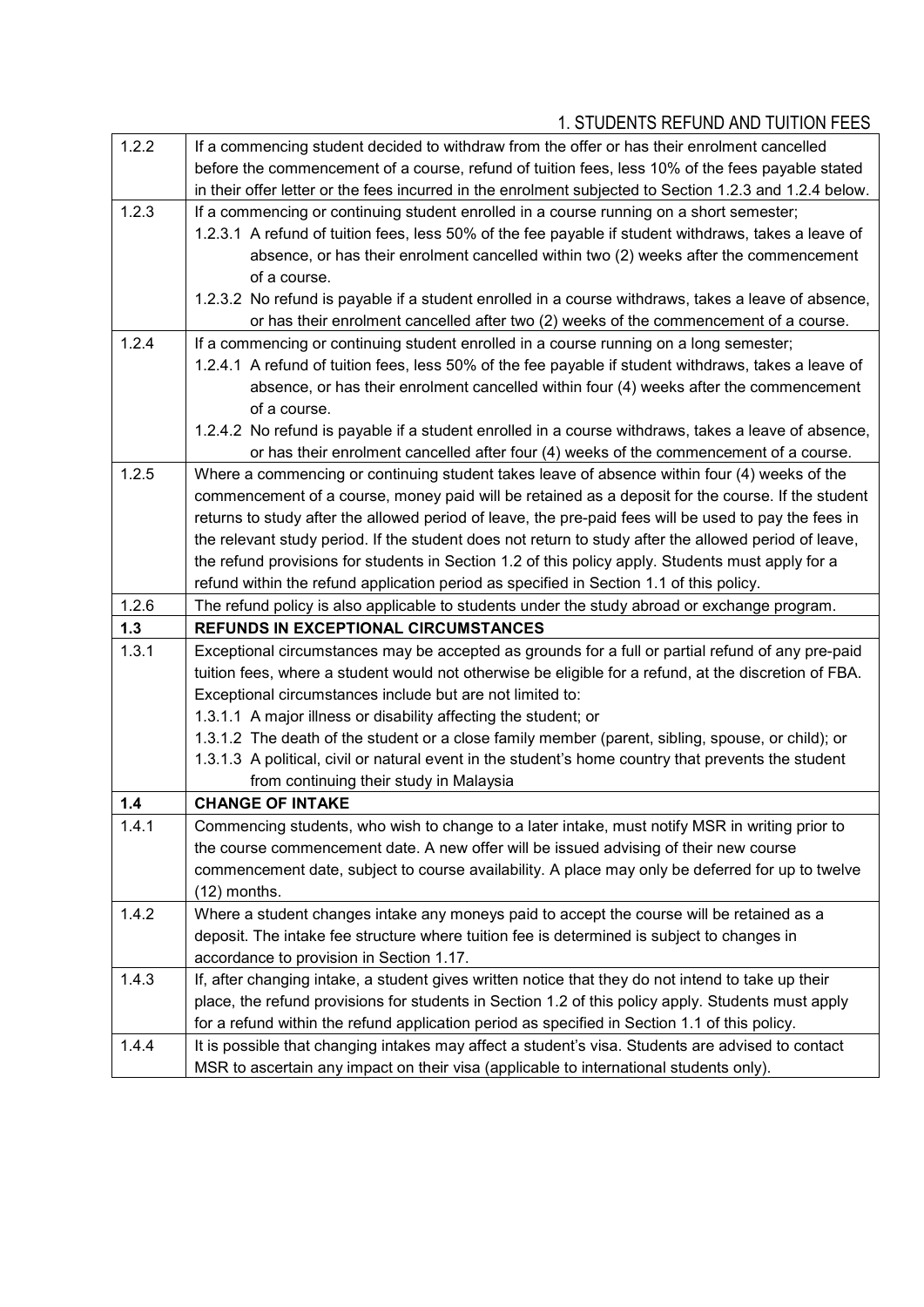| | |
|---|---|
| 1.2.2 | If a commencing student decided to withdraw from the offer or has their enrolment cancelled before the commencement of a course, refund of tuition fees, less 10% of the fees payable stated in their offer letter or the fees incurred in the enrolment subjected to Section 1.2.3 and 1.2.4 below. |
| 1.2.3 | If a commencing or continuing student enrolled in a course running on a short semester;<br>1.2.3.1 A refund of tuition fees, less 50% of the fee payable if student withdraws, takes a leave of absence, or has their enrolment cancelled within two (2) weeks after the commencement of a course.<br>1.2.3.2 No refund is payable if a student enrolled in a course withdraws, takes a leave of absence, or has their enrolment cancelled after two (2) weeks of the commencement of a course. |
| 1.2.4 | If a commencing or continuing student enrolled in a course running on a long semester;<br>1.2.4.1 A refund of tuition fees, less 50% of the fee payable if student withdraws, takes a leave of absence, or has their enrolment cancelled within four (4) weeks after the commencement of a course.<br>1.2.4.2 No refund is payable if a student enrolled in a course withdraws, takes a leave of absence, or has their enrolment cancelled after four (4) weeks of the commencement of a course. |
| 1.2.5 | Where a commencing or continuing student takes leave of absence within four (4) weeks of the commencement of a course, money paid will be retained as a deposit for the course. If the student returns to study after the allowed period of leave, the pre-paid fees will be used to pay the fees in the relevant study period. If the student does not return to study after the allowed period of leave, the refund provisions for students in Section 1.2 of this policy apply. Students must apply for a refund within the refund application period as specified in Section 1.1 of this policy. |
| 1.2.6 | The refund policy is also applicable to students under the study abroad or exchange program. |
| **1.3** | **REFUNDS IN EXCEPTIONAL CIRCUMSTANCES** |
| 1.3.1 | Exceptional circumstances may be accepted as grounds for a full or partial refund of any pre-paid tuition fees, where a student would not otherwise be eligible for a refund, at the discretion of FBA. Exceptional circumstances include but are not limited to:<br>1.3.1.1 A major illness or disability affecting the student; or<br>1.3.1.2 The death of the student or a close family member (parent, sibling, spouse, or child); or<br>1.3.1.3 A political, civil or natural event in the student's home country that prevents the student from continuing their study in Malaysia |
| **1.4** | **CHANGE OF INTAKE** |
| 1.4.1 | Commencing students, who wish to change to a later intake, must notify MSR in writing prior to the course commencement date. A new offer will be issued advising of their new course commencement date, subject to course availability. A place may only be deferred for up to twelve (12) months. |
| 1.4.2 | Where a student changes intake any moneys paid to accept the course will be retained as a deposit. The intake fee structure where tuition fee is determined is subject to changes in accordance to provision in Section 1.17. |
| 1.4.3 | If, after changing intake, a student gives written notice that they do not intend to take up their place, the refund provisions for students in Section 1.2 of this policy apply. Students must apply for a refund within the refund application period as specified in Section 1.1 of this policy. |
| 1.4.4 | It is possible that changing intakes may affect a student's visa. Students are advised to contact MSR to ascertain any impact on their visa (applicable to international students only). |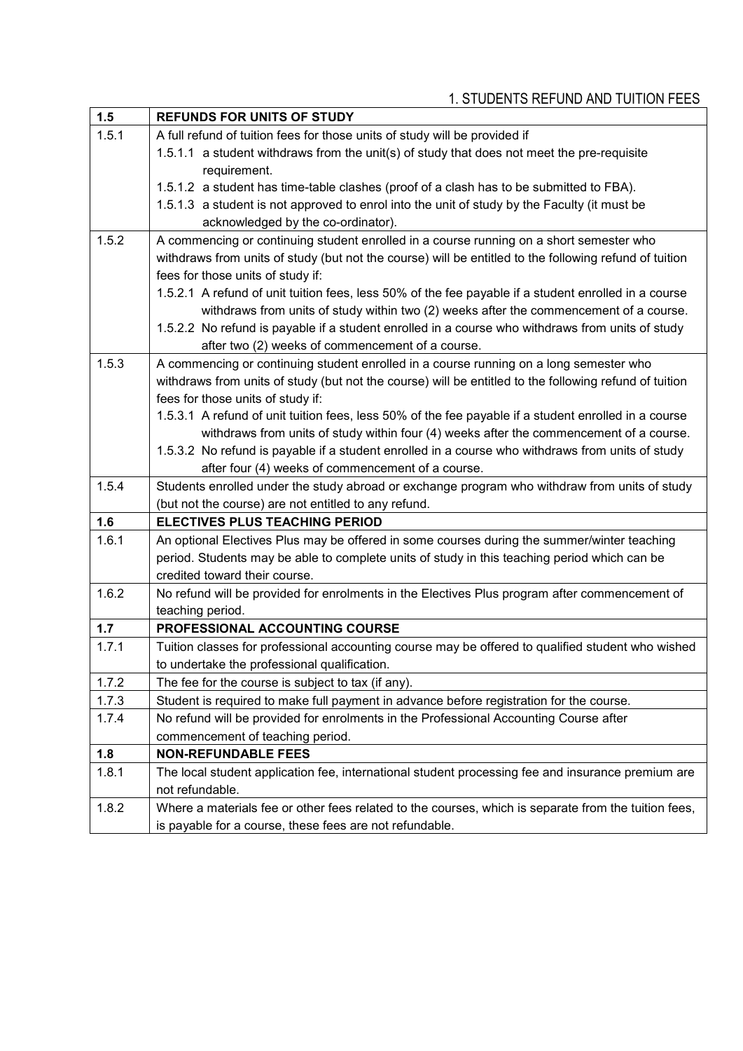| 1.5 | **REFUNDS FOR UNITS OF STUDY** |
|---|---|
| 1.5.1 | A full refund of tuition fees for those units of study will be provided if<br>1.5.1.1 a student withdraws from the unit(s) of study that does not meet the pre-requisite requirement.<br>1.5.1.2 a student has time-table clashes (proof of a clash has to be submitted to FBA).<br>1.5.1.3 a student is not approved to enrol into the unit of study by the Faculty (it must be acknowledged by the co-ordinator). |
| 1.5.2 | A commencing or continuing student enrolled in a course running on a short semester who withdraws from units of study (but not the course) will be entitled to the following refund of tuition fees for those units of study if:<br>1.5.2.1 A refund of unit tuition fees, less 50% of the fee payable if a student enrolled in a course withdraws from units of study within two (2) weeks after the commencement of a course.<br>1.5.2.2 No refund is payable if a student enrolled in a course who withdraws from units of study after two (2) weeks of commencement of a course. |
| 1.5.3 | A commencing or continuing student enrolled in a course running on a long semester who withdraws from units of study (but not the course) will be entitled to the following refund of tuition fees for those units of study if:<br>1.5.3.1 A refund of unit tuition fees, less 50% of the fee payable if a student enrolled in a course withdraws from units of study within four (4) weeks after the commencement of a course.<br>1.5.3.2 No refund is payable if a student enrolled in a course who withdraws from units of study after four (4) weeks of commencement of a course. |
| 1.5.4 | Students enrolled under the study abroad or exchange program who withdraw from units of study (but not the course) are not entitled to any refund. |
| **1.6** | **ELECTIVES PLUS TEACHING PERIOD** |
| 1.6.1 | An optional Electives Plus may be offered in some courses during the summer/winter teaching period. Students may be able to complete units of study in this teaching period which can be credited toward their course. |
| 1.6.2 | No refund will be provided for enrolments in the Electives Plus program after commencement of teaching period. |
| **1.7** | **PROFESSIONAL ACCOUNTING COURSE** |
| 1.7.1 | Tuition classes for professional accounting course may be offered to qualified student who wished to undertake the professional qualification. |
| 1.7.2 | The fee for the course is subject to tax (if any). |
| 1.7.3 | Student is required to make full payment in advance before registration for the course. |
| 1.7.4 | No refund will be provided for enrolments in the Professional Accounting Course after commencement of teaching period. |
| **1.8** | **NON-REFUNDABLE FEES** |
| 1.8.1 | The local student application fee, international student processing fee and insurance premium are not refundable. |
| 1.8.2 | Where a materials fee or other fees related to the courses, which is separate from the tuition fees, is payable for a course, these fees are not refundable. |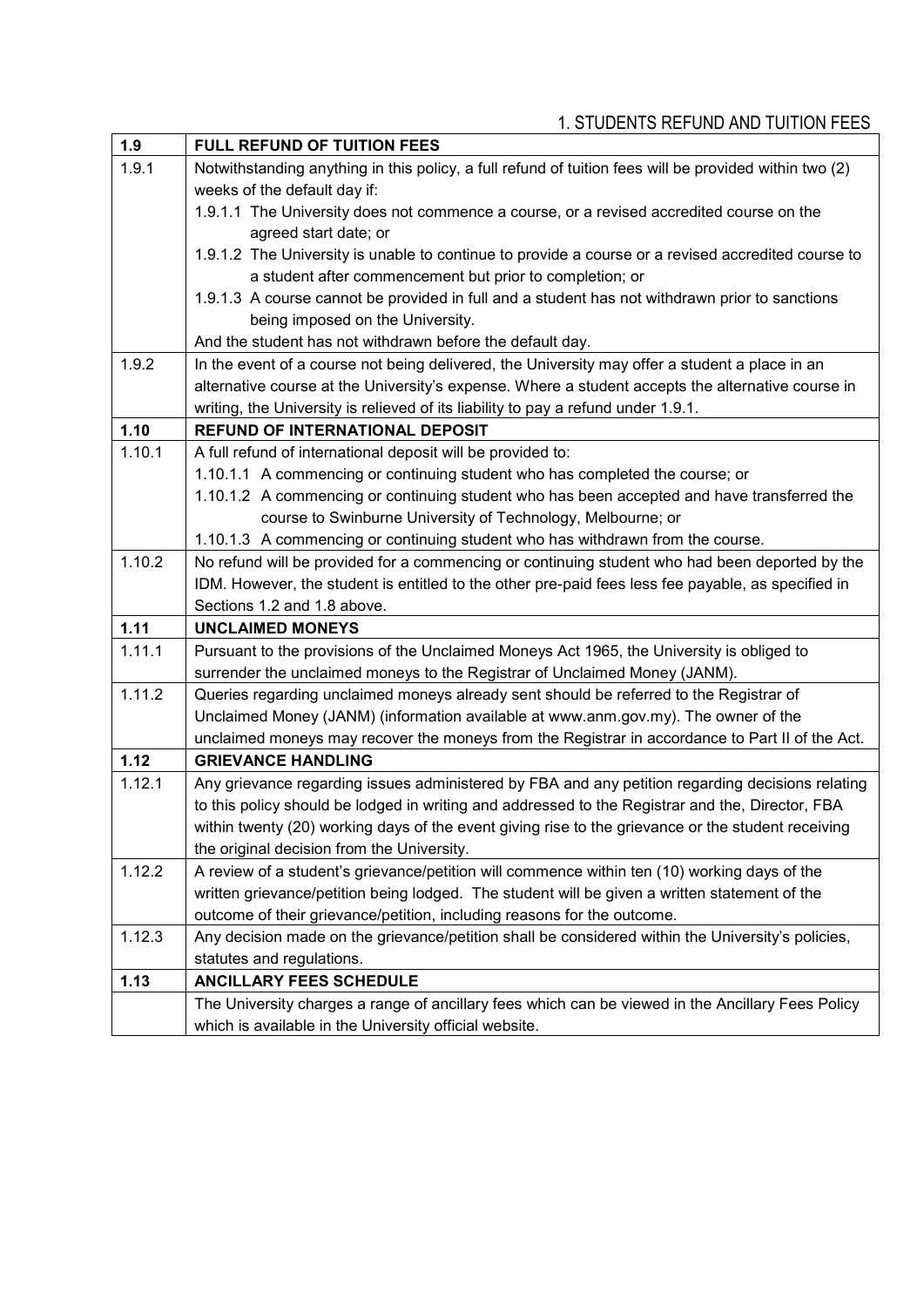1. STUDENTS REFUND AND TUITION FEES

| 1.9 | **FULL REFUND OF TUITION FEES** |
| --- | --- |
| 1.9.1 | Notwithstanding anything in this policy, a full refund of tuition fees will be provided within two (2) weeks of the default day if:<br>1.9.1.1 The University does not commence a course, or a revised accredited course on the agreed start date; or<br>1.9.1.2 The University is unable to continue to provide a course or a revised accredited course to a student after commencement but prior to completion; or<br>1.9.1.3 A course cannot be provided in full and a student has not withdrawn prior to sanctions being imposed on the University.<br>And the student has not withdrawn before the default day. |
| 1.9.2 | In the event of a course not being delivered, the University may offer a student a place in an alternative course at the University's expense. Where a student accepts the alternative course in writing, the University is relieved of its liability to pay a refund under 1.9.1. |
| **1.10** | **REFUND OF INTERNATIONAL DEPOSIT** |
| 1.10.1 | A full refund of international deposit will be provided to:<br>1.10.1.1 A commencing or continuing student who has completed the course; or<br>1.10.1.2 A commencing or continuing student who has been accepted and have transferred the course to Swinburne University of Technology, Melbourne; or<br>1.10.1.3 A commencing or continuing student who has withdrawn from the course. |
| 1.10.2 | No refund will be provided for a commencing or continuing student who had been deported by the IDM. However, the student is entitled to the other pre-paid fees less fee payable, as specified in Sections 1.2 and 1.8 above. |
| **1.11** | **UNCLAIMED MONEYS** |
| 1.11.1 | Pursuant to the provisions of the Unclaimed Moneys Act 1965, the University is obliged to surrender the unclaimed moneys to the Registrar of Unclaimed Money (JANM). |
| 1.11.2 | Queries regarding unclaimed moneys already sent should be referred to the Registrar of Unclaimed Money (JANM) (information available at www.anm.gov.my). The owner of the unclaimed moneys may recover the moneys from the Registrar in accordance to Part II of the Act. |
| **1.12** | **GRIEVANCE HANDLING** |
| 1.12.1 | Any grievance regarding issues administered by FBA and any petition regarding decisions relating to this policy should be lodged in writing and addressed to the Registrar and the, Director, FBA within twenty (20) working days of the event giving rise to the grievance or the student receiving the original decision from the University. |
| 1.12.2 | A review of a student's grievance/petition will commence within ten (10) working days of the written grievance/petition being lodged. The student will be given a written statement of the outcome of their grievance/petition, including reasons for the outcome. |
| 1.12.3 | Any decision made on the grievance/petition shall be considered within the University's policies, statutes and regulations. |
| **1.13** | **ANCILLARY FEES SCHEDULE** |
| | The University charges a range of ancillary fees which can be viewed in the Ancillary Fees Policy which is available in the University official website. |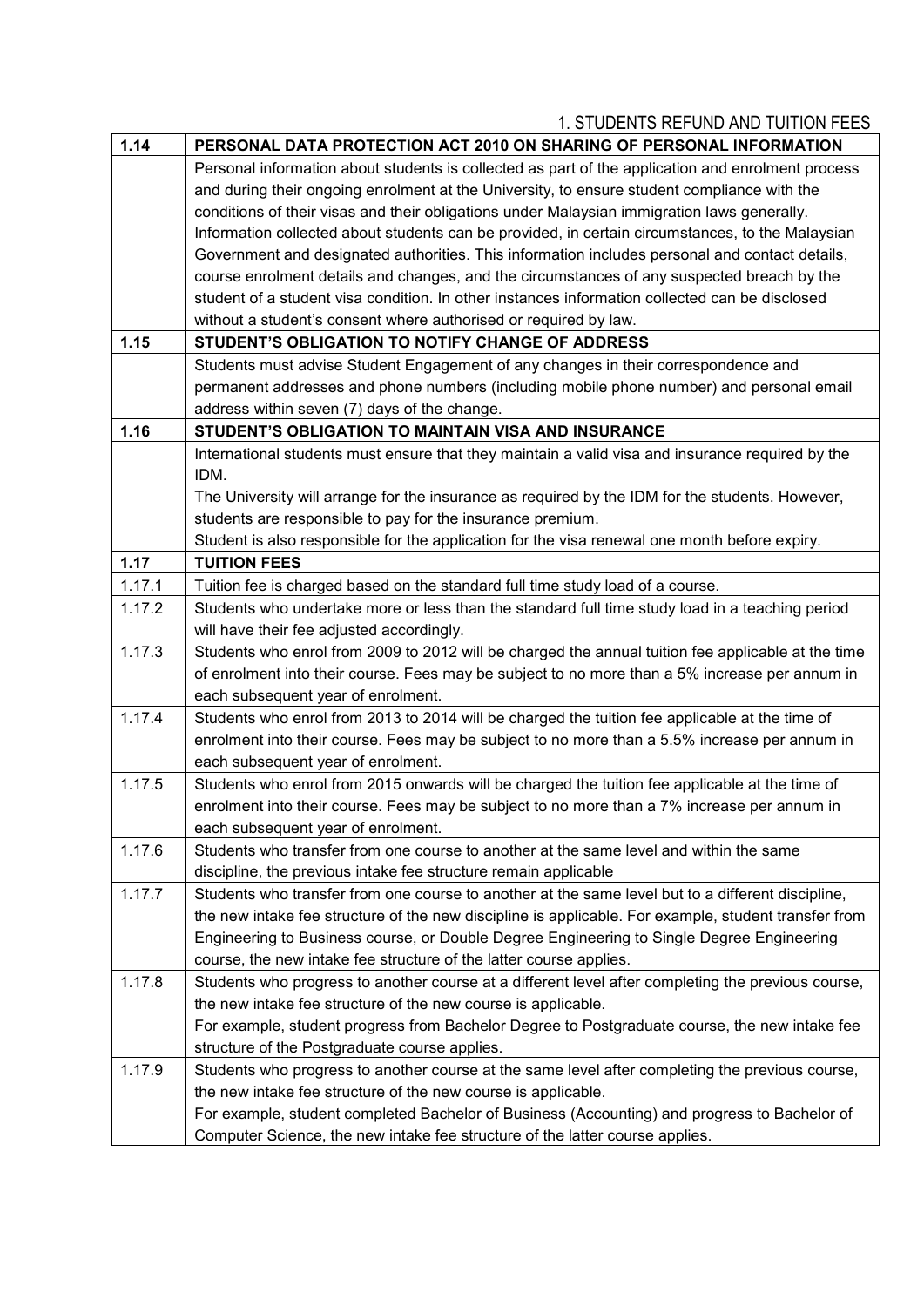| 1.14 | PERSONAL DATA PROTECTION ACT 2010 ON SHARING OF PERSONAL INFORMATION |
|---|---|
| | Personal information about students is collected as part of the application and enrolment process and during their ongoing enrolment at the University, to ensure student compliance with the conditions of their visas and their obligations under Malaysian immigration laws generally. Information collected about students can be provided, in certain circumstances, to the Malaysian Government and designated authorities. This information includes personal and contact details, course enrolment details and changes, and the circumstances of any suspected breach by the student of a student visa condition. In other instances information collected can be disclosed without a student's consent where authorised or required by law. |
| **1.15** | **STUDENT'S OBLIGATION TO NOTIFY CHANGE OF ADDRESS** |
| | Students must advise Student Engagement of any changes in their correspondence and permanent addresses and phone numbers (including mobile phone number) and personal email address within seven (7) days of the change. |
| **1.16** | **STUDENT'S OBLIGATION TO MAINTAIN VISA AND INSURANCE** |
| | International students must ensure that they maintain a valid visa and insurance required by the IDM.<br>The University will arrange for the insurance as required by the IDM for the students. However, students are responsible to pay for the insurance premium.<br>Student is also responsible for the application for the visa renewal one month before expiry. |
| **1.17** | **TUITION FEES** |
| 1.17.1 | Tuition fee is charged based on the standard full time study load of a course. |
| 1.17.2 | Students who undertake more or less than the standard full time study load in a teaching period will have their fee adjusted accordingly. |
| 1.17.3 | Students who enrol from 2009 to 2012 will be charged the annual tuition fee applicable at the time of enrolment into their course. Fees may be subject to no more than a 5% increase per annum in each subsequent year of enrolment. |
| 1.17.4 | Students who enrol from 2013 to 2014 will be charged the tuition fee applicable at the time of enrolment into their course. Fees may be subject to no more than a 5.5% increase per annum in each subsequent year of enrolment. |
| 1.17.5 | Students who enrol from 2015 onwards will be charged the tuition fee applicable at the time of enrolment into their course. Fees may be subject to no more than a 7% increase per annum in each subsequent year of enrolment. |
| 1.17.6 | Students who transfer from one course to another at the same level and within the same discipline, the previous intake fee structure remain applicable |
| 1.17.7 | Students who transfer from one course to another at the same level but to a different discipline, the new intake fee structure of the new discipline is applicable. For example, student transfer from Engineering to Business course, or Double Degree Engineering to Single Degree Engineering course, the new intake fee structure of the latter course applies. |
| 1.17.8 | Students who progress to another course at a different level after completing the previous course, the new intake fee structure of the new course is applicable.<br>For example, student progress from Bachelor Degree to Postgraduate course, the new intake fee structure of the Postgraduate course applies. |
| 1.17.9 | Students who progress to another course at the same level after completing the previous course, the new intake fee structure of the new course is applicable.<br>For example, student completed Bachelor of Business (Accounting) and progress to Bachelor of Computer Science, the new intake fee structure of the latter course applies. |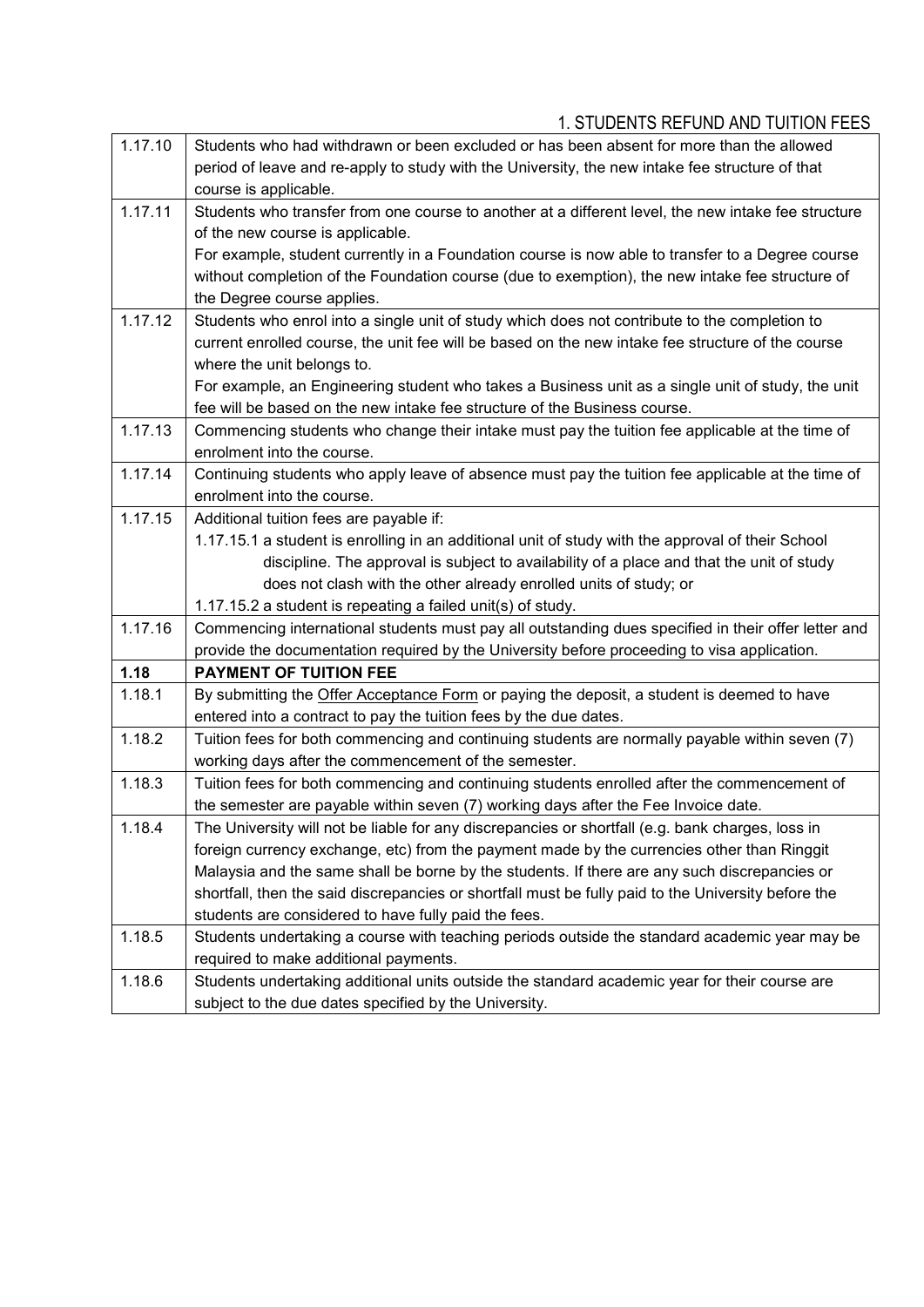| 1.17.10 | Students who had withdrawn or been excluded or has been absent for more than the allowed period of leave and re-apply to study with the University, the new intake fee structure of that course is applicable. |
|---|---|
| 1.17.11 | Students who transfer from one course to another at a different level, the new intake fee structure of the new course is applicable.<br>For example, student currently in a Foundation course is now able to transfer to a Degree course without completion of the Foundation course (due to exemption), the new intake fee structure of the Degree course applies. |
| 1.17.12 | Students who enrol into a single unit of study which does not contribute to the completion to current enrolled course, the unit fee will be based on the new intake fee structure of the course where the unit belongs to.<br>For example, an Engineering student who takes a Business unit as a single unit of study, the unit fee will be based on the new intake fee structure of the Business course. |
| 1.17.13 | Commencing students who change their intake must pay the tuition fee applicable at the time of enrolment into the course. |
| 1.17.14 | Continuing students who apply leave of absence must pay the tuition fee applicable at the time of enrolment into the course. |
| 1.17.15 | Additional tuition fees are payable if:<br>1.17.15.1 a student is enrolling in an additional unit of study with the approval of their School discipline. The approval is subject to availability of a place and that the unit of study does not clash with the other already enrolled units of study; or<br>1.17.15.2 a student is repeating a failed unit(s) of study. |
| 1.17.16 | Commencing international students must pay all outstanding dues specified in their offer letter and provide the documentation required by the University before proceeding to visa application. |
| **1.18** | **PAYMENT OF TUITION FEE** |
| 1.18.1 | By submitting the Offer Acceptance Form or paying the deposit, a student is deemed to have entered into a contract to pay the tuition fees by the due dates. |
| 1.18.2 | Tuition fees for both commencing and continuing students are normally payable within seven (7) working days after the commencement of the semester. |
| 1.18.3 | Tuition fees for both commencing and continuing students enrolled after the commencement of the semester are payable within seven (7) working days after the Fee Invoice date. |
| 1.18.4 | The University will not be liable for any discrepancies or shortfall (e.g. bank charges, loss in foreign currency exchange, etc) from the payment made by the currencies other than Ringgit Malaysia and the same shall be borne by the students. If there are any such discrepancies or shortfall, then the said discrepancies or shortfall must be fully paid to the University before the students are considered to have fully paid the fees. |
| 1.18.5 | Students undertaking a course with teaching periods outside the standard academic year may be required to make additional payments. |
| 1.18.6 | Students undertaking additional units outside the standard academic year for their course are subject to the due dates specified by the University. |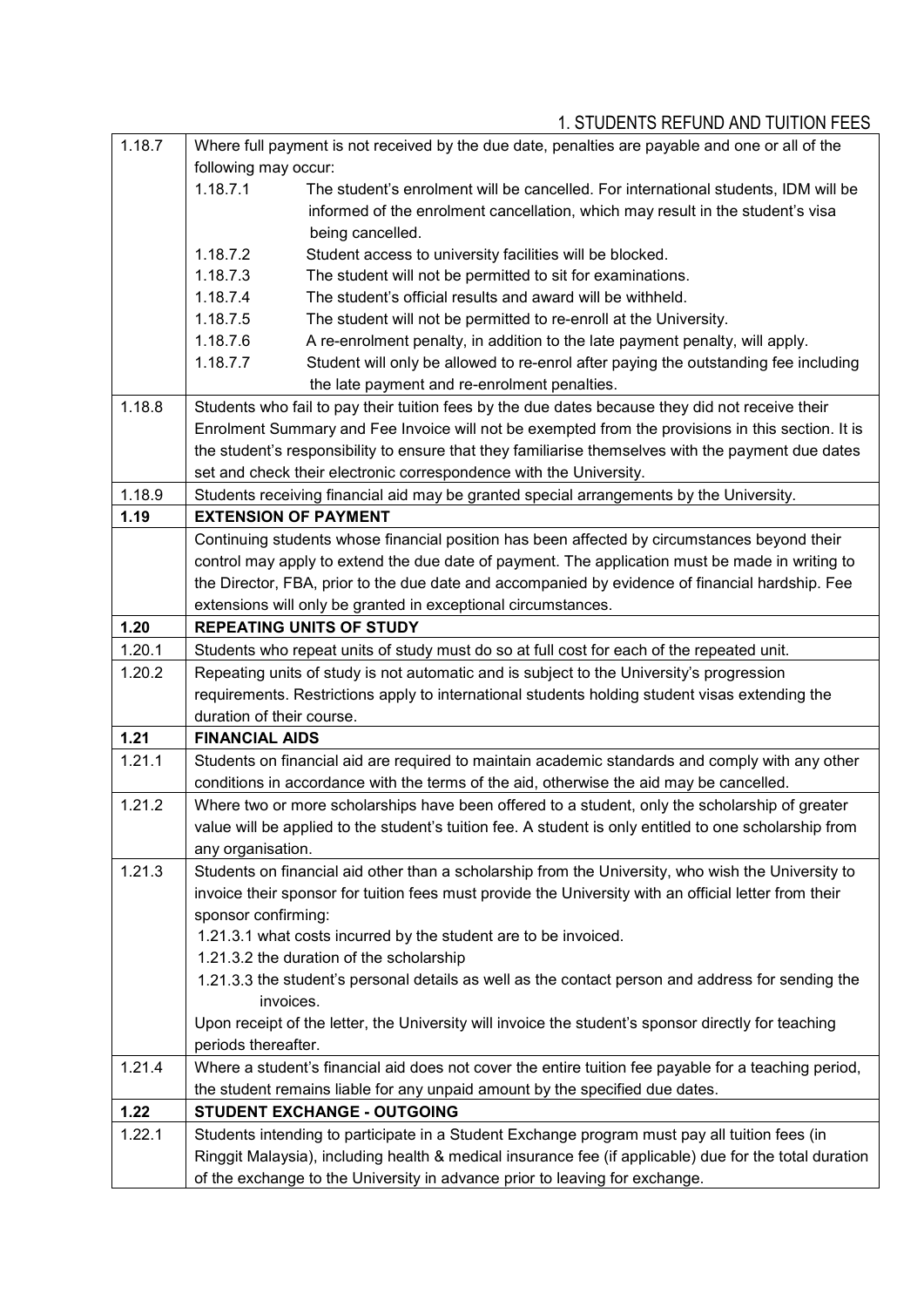| 1.18.7 | Where full payment is not received by the due date, penalties are payable and one or all of the following may occur:<br>1.18.7.1 The student's enrolment will be cancelled. For international students, IDM will be informed of the enrolment cancellation, which may result in the student's visa being cancelled.<br>1.18.7.2 Student access to university facilities will be blocked.<br>1.18.7.3 The student will not be permitted to sit for examinations.<br>1.18.7.4 The student's official results and award will be withheld.<br>1.18.7.5 The student will not be permitted to re-enroll at the University.<br>1.18.7.6 A re-enrolment penalty, in addition to the late payment penalty, will apply.<br>1.18.7.7 Student will only be allowed to re-enrol after paying the outstanding fee including the late payment and re-enrolment penalties. |
|---|---|
| 1.18.8 | Students who fail to pay their tuition fees by the due dates because they did not receive their Enrolment Summary and Fee Invoice will not be exempted from the provisions in this section. It is the student's responsibility to ensure that they familiarise themselves with the payment due dates set and check their electronic correspondence with the University. |
| 1.18.9 | Students receiving financial aid may be granted special arrangements by the University. |
| **1.19** | **EXTENSION OF PAYMENT** |
| | Continuing students whose financial position has been affected by circumstances beyond their control may apply to extend the due date of payment. The application must be made in writing to the Director, FBA, prior to the due date and accompanied by evidence of financial hardship. Fee extensions will only be granted in exceptional circumstances. |
| **1.20** | **REPEATING UNITS OF STUDY** |
| 1.20.1 | Students who repeat units of study must do so at full cost for each of the repeated unit. |
| 1.20.2 | Repeating units of study is not automatic and is subject to the University's progression requirements. Restrictions apply to international students holding student visas extending the duration of their course. |
| **1.21** | **FINANCIAL AIDS** |
| 1.21.1 | Students on financial aid are required to maintain academic standards and comply with any other conditions in accordance with the terms of the aid, otherwise the aid may be cancelled. |
| 1.21.2 | Where two or more scholarships have been offered to a student, only the scholarship of greater value will be applied to the student's tuition fee. A student is only entitled to one scholarship from any organisation. |
| 1.21.3 | Students on financial aid other than a scholarship from the University, who wish the University to invoice their sponsor for tuition fees must provide the University with an official letter from their sponsor confirming:<br>1.21.3.1 what costs incurred by the student are to be invoiced.<br>1.21.3.2 the duration of the scholarship<br>1.21.3.3 the student's personal details as well as the contact person and address for sending the invoices.<br>Upon receipt of the letter, the University will invoice the student's sponsor directly for teaching periods thereafter. |
| 1.21.4 | Where a student's financial aid does not cover the entire tuition fee payable for a teaching period, the student remains liable for any unpaid amount by the specified due dates. |
| **1.22** | **STUDENT EXCHANGE - OUTGOING** |
| 1.22.1 | Students intending to participate in a Student Exchange program must pay all tuition fees (in Ringgit Malaysia), including health & medical insurance fee (if applicable) due for the total duration of the exchange to the University in advance prior to leaving for exchange. |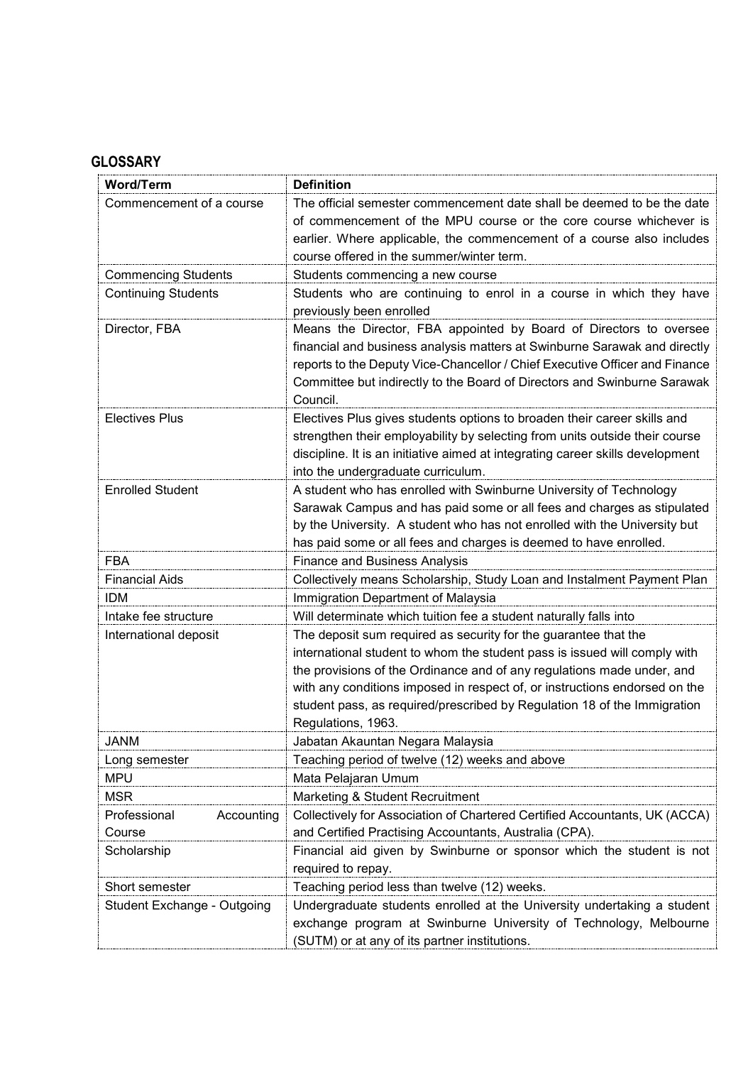## GLOSSARY

| Word/Term | Definition |
|---|---|
| Commencement of a course | The official semester commencement date shall be deemed to be the date of commencement of the MPU course or the core course whichever is earlier. Where applicable, the commencement of a course also includes course offered in the summer/winter term. |
| Commencing Students | Students commencing a new course |
| Continuing Students | Students who are continuing to enrol in a course in which they have previously been enrolled |
| Director, FBA | Means the Director, FBA appointed by Board of Directors to oversee financial and business analysis matters at Swinburne Sarawak and directly reports to the Deputy Vice-Chancellor / Chief Executive Officer and Finance Committee but indirectly to the Board of Directors and Swinburne Sarawak Council. |
| Electives Plus | Electives Plus gives students options to broaden their career skills and strengthen their employability by selecting from units outside their course discipline. It is an initiative aimed at integrating career skills development into the undergraduate curriculum. |
| Enrolled Student | A student who has enrolled with Swinburne University of Technology Sarawak Campus and has paid some or all fees and charges as stipulated by the University. A student who has not enrolled with the University but has paid some or all fees and charges is deemed to have enrolled. |
| FBA | Finance and Business Analysis |
| Financial Aids | Collectively means Scholarship, Study Loan and Instalment Payment Plan |
| IDM | Immigration Department of Malaysia |
| Intake fee structure | Will determinate which tuition fee a student naturally falls into |
| International deposit | The deposit sum required as security for the guarantee that the international student to whom the student pass is issued will comply with the provisions of the Ordinance and of any regulations made under, and with any conditions imposed in respect of, or instructions endorsed on the student pass, as required/prescribed by Regulation 18 of the Immigration Regulations, 1963. |
| JANM | Jabatan Akauntan Negara Malaysia |
| Long semester | Teaching period of twelve (12) weeks and above |
| MPU | Mata Pelajaran Umum |
| MSR | Marketing & Student Recruitment |
| Professional Accounting Course | Collectively for Association of Chartered Certified Accountants, UK (ACCA) and Certified Practising Accountants, Australia (CPA). |
| Scholarship | Financial aid given by Swinburne or sponsor which the student is not required to repay. |
| Short semester | Teaching period less than twelve (12) weeks. |
| Student Exchange - Outgoing | Undergraduate students enrolled at the University undertaking a student exchange program at Swinburne University of Technology, Melbourne (SUTM) or at any of its partner institutions. |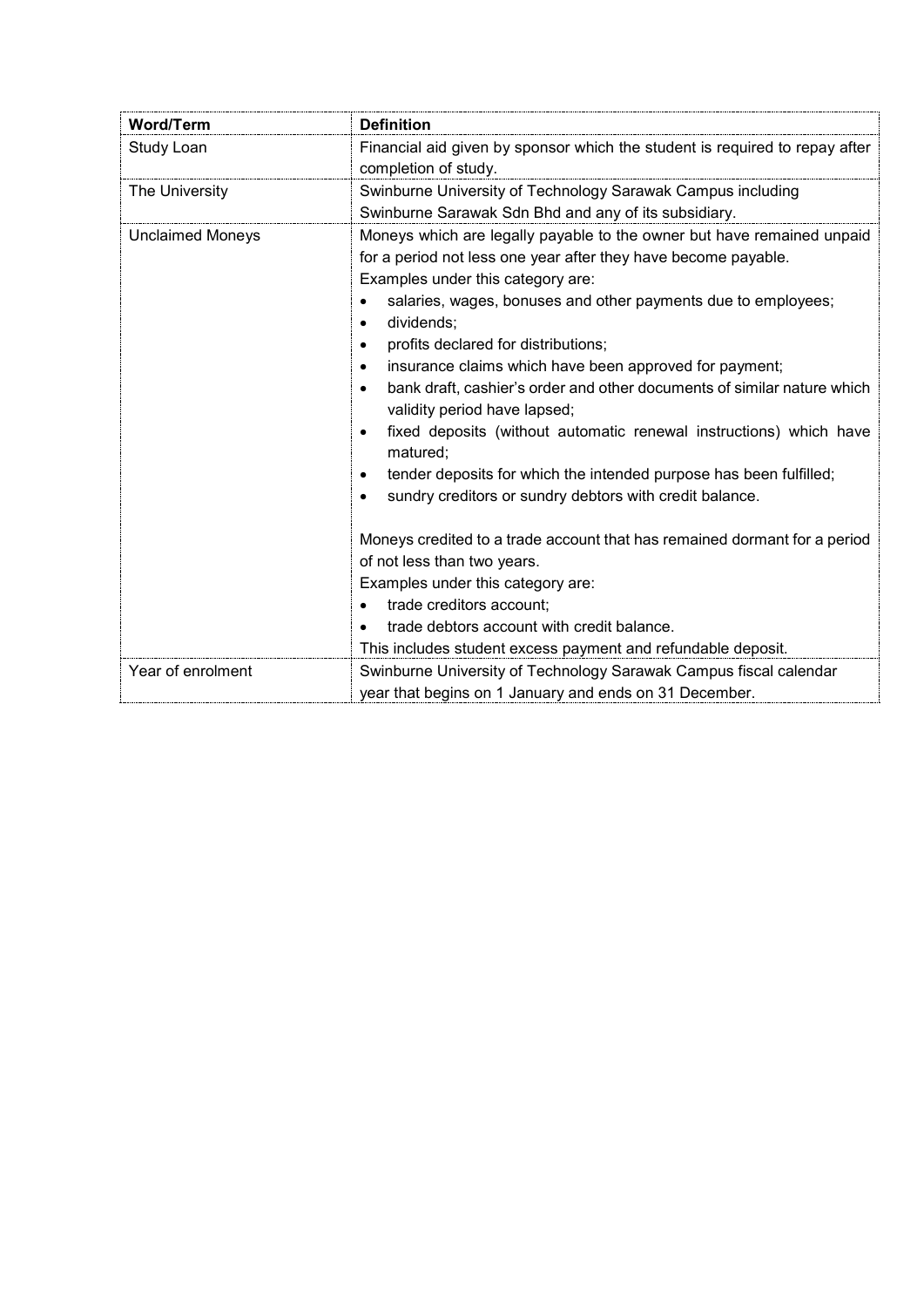| Word/Term | Definition |
|---|---|
| Study Loan | Financial aid given by sponsor which the student is required to repay after completion of study. |
| The University | Swinburne University of Technology Sarawak Campus including Swinburne Sarawak Sdn Bhd and any of its subsidiary. |
| Unclaimed Moneys | Moneys which are legally payable to the owner but have remained unpaid for a period not less one year after they have become payable.<br>Examples under this category are:<br>• salaries, wages, bonuses and other payments due to employees;<br>• dividends;<br>• profits declared for distributions;<br>• insurance claims which have been approved for payment;<br>• bank draft, cashier's order and other documents of similar nature which validity period have lapsed;<br>• fixed deposits (without automatic renewal instructions) which have matured;<br>• tender deposits for which the intended purpose has been fulfilled;<br>• sundry creditors or sundry debtors with credit balance.<br><br>Moneys credited to a trade account that has remained dormant for a period of not less than two years.<br>Examples under this category are:<br>• trade creditors account;<br>• trade debtors account with credit balance.<br>This includes student excess payment and refundable deposit. |
| Year of enrolment | Swinburne University of Technology Sarawak Campus fiscal calendar year that begins on 1 January and ends on 31 December. |